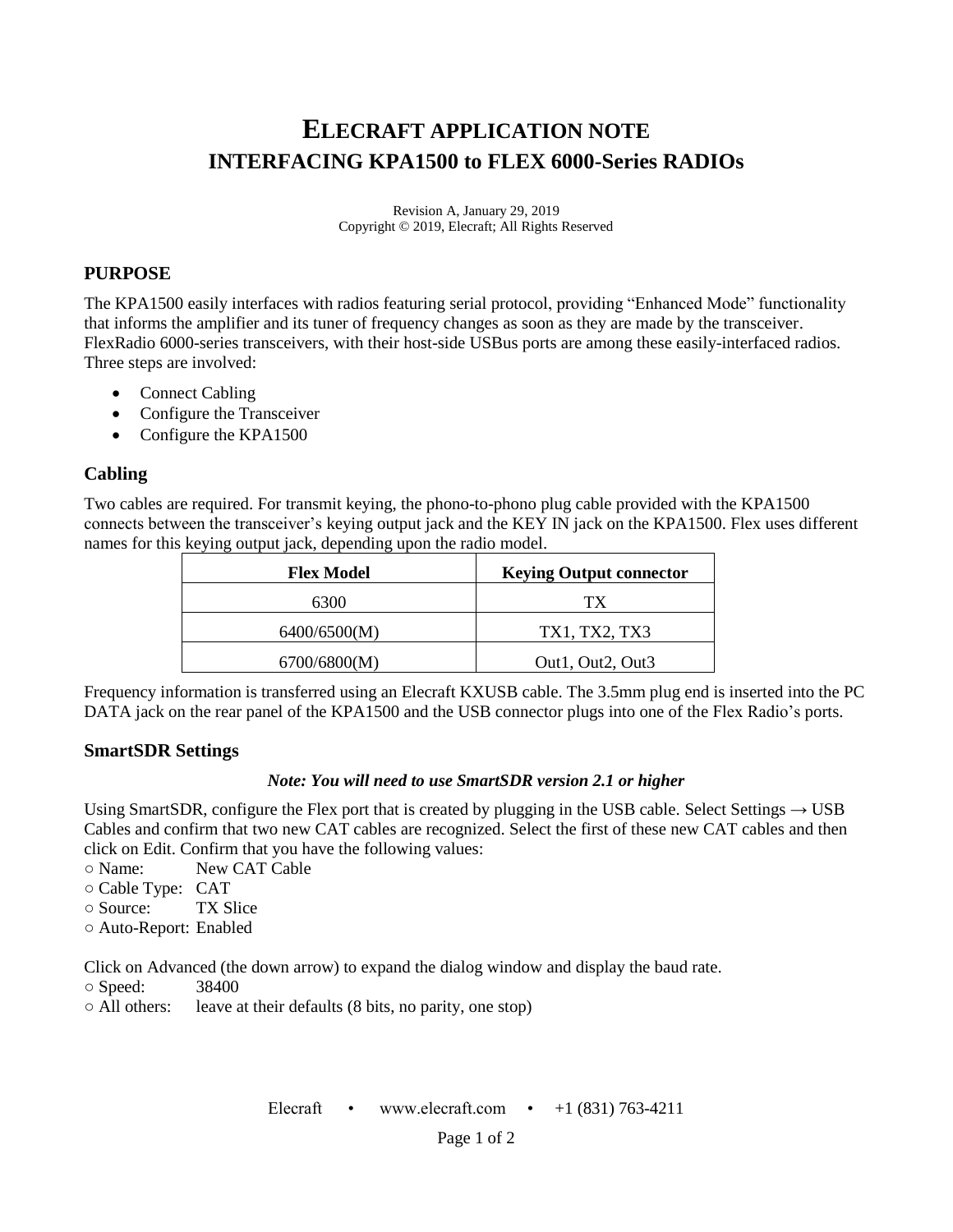# ELECRAFT APPLICATION NOTE
# INTERFACING KPA1500 to FLEX 6000-Series RADIOs

Revision A, January 29, 2019
Copyright © 2019, Elecraft; All Rights Reserved

## PURPOSE

The KPA1500 easily interfaces with radios featuring serial protocol, providing "Enhanced Mode" functionality that informs the amplifier and its tuner of frequency changes as soon as they are made by the transceiver. FlexRadio 6000-series transceivers, with their host-side USBus ports are among these easily-interfaced radios. Three steps are involved:

- Connect Cabling
- Configure the Transceiver
- Configure the KPA1500

## Cabling

Two cables are required. For transmit keying, the phono-to-phono plug cable provided with the KPA1500 connects between the transceiver's keying output jack and the KEY IN jack on the KPA1500. Flex uses different names for this keying output jack, depending upon the radio model.

| Flex Model | Keying Output connector |
|---|---|
| 6300 | TX |
| 6400/6500(M) | TX1, TX2, TX3 |
| 6700/6800(M) | Out1, Out2, Out3 |

Frequency information is transferred using an Elecraft KXUSB cable. The 3.5mm plug end is inserted into the PC DATA jack on the rear panel of the KPA1500 and the USB connector plugs into one of the Flex Radio's ports.

## SmartSDR Settings

***Note: You will need to use SmartSDR version 2.1 or higher***

Using SmartSDR, configure the Flex port that is created by plugging in the USB cable. Select Settings → USB Cables and confirm that two new CAT cables are recognized. Select the first of these new CAT cables and then click on Edit. Confirm that you have the following values:

○ Name: New CAT Cable
○ Cable Type: CAT
○ Source: TX Slice
○ Auto-Report: Enabled

Click on Advanced (the down arrow) to expand the dialog window and display the baud rate.

○ Speed: 38400
○ All others: leave at their defaults (8 bits, no parity, one stop)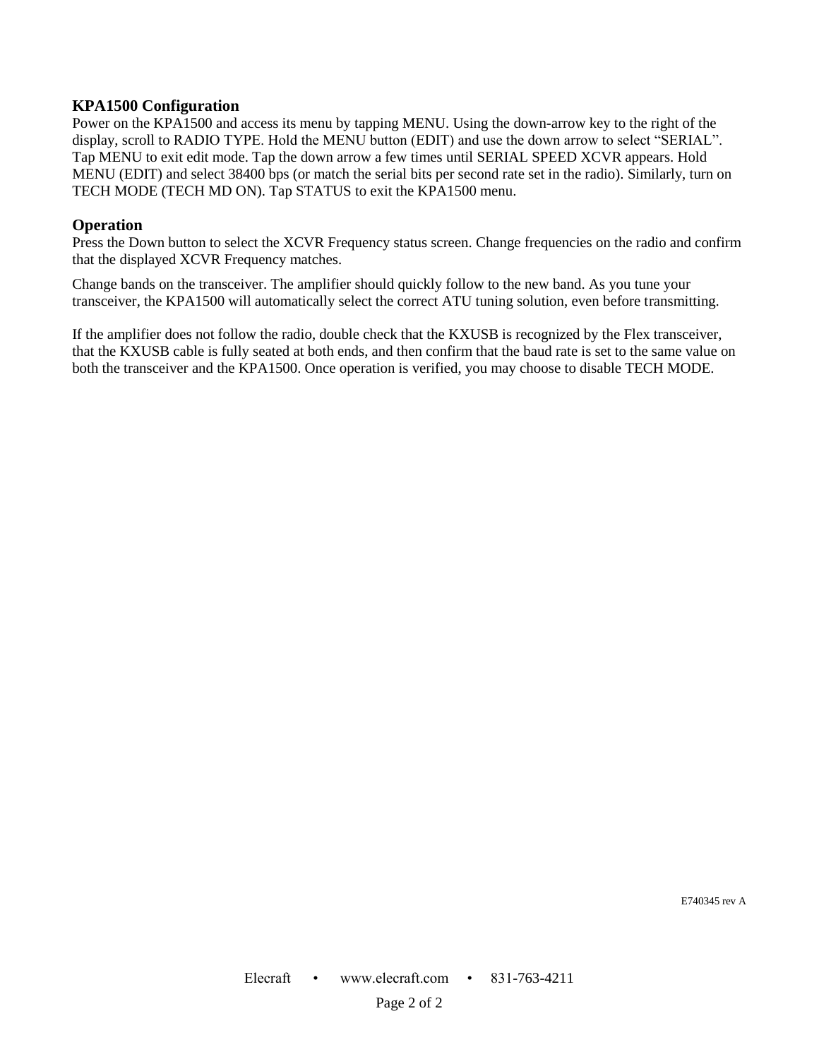## KPA1500 Configuration

Power on the KPA1500 and access its menu by tapping MENU. Using the down-arrow key to the right of the display, scroll to RADIO TYPE. Hold the MENU button (EDIT) and use the down arrow to select "SERIAL". Tap MENU to exit edit mode. Tap the down arrow a few times until SERIAL SPEED XCVR appears. Hold MENU (EDIT) and select 38400 bps (or match the serial bits per second rate set in the radio). Similarly, turn on TECH MODE (TECH MD ON). Tap STATUS to exit the KPA1500 menu.

## Operation

Press the Down button to select the XCVR Frequency status screen. Change frequencies on the radio and confirm that the displayed XCVR Frequency matches.

Change bands on the transceiver. The amplifier should quickly follow to the new band. As you tune your transceiver, the KPA1500 will automatically select the correct ATU tuning solution, even before transmitting.

If the amplifier does not follow the radio, double check that the KXUSB is recognized by the Flex transceiver, that the KXUSB cable is fully seated at both ends, and then confirm that the baud rate is set to the same value on both the transceiver and the KPA1500. Once operation is verified, you may choose to disable TECH MODE.

E740345 rev A

Elecraft • www.elecraft.com • 831-763-4211